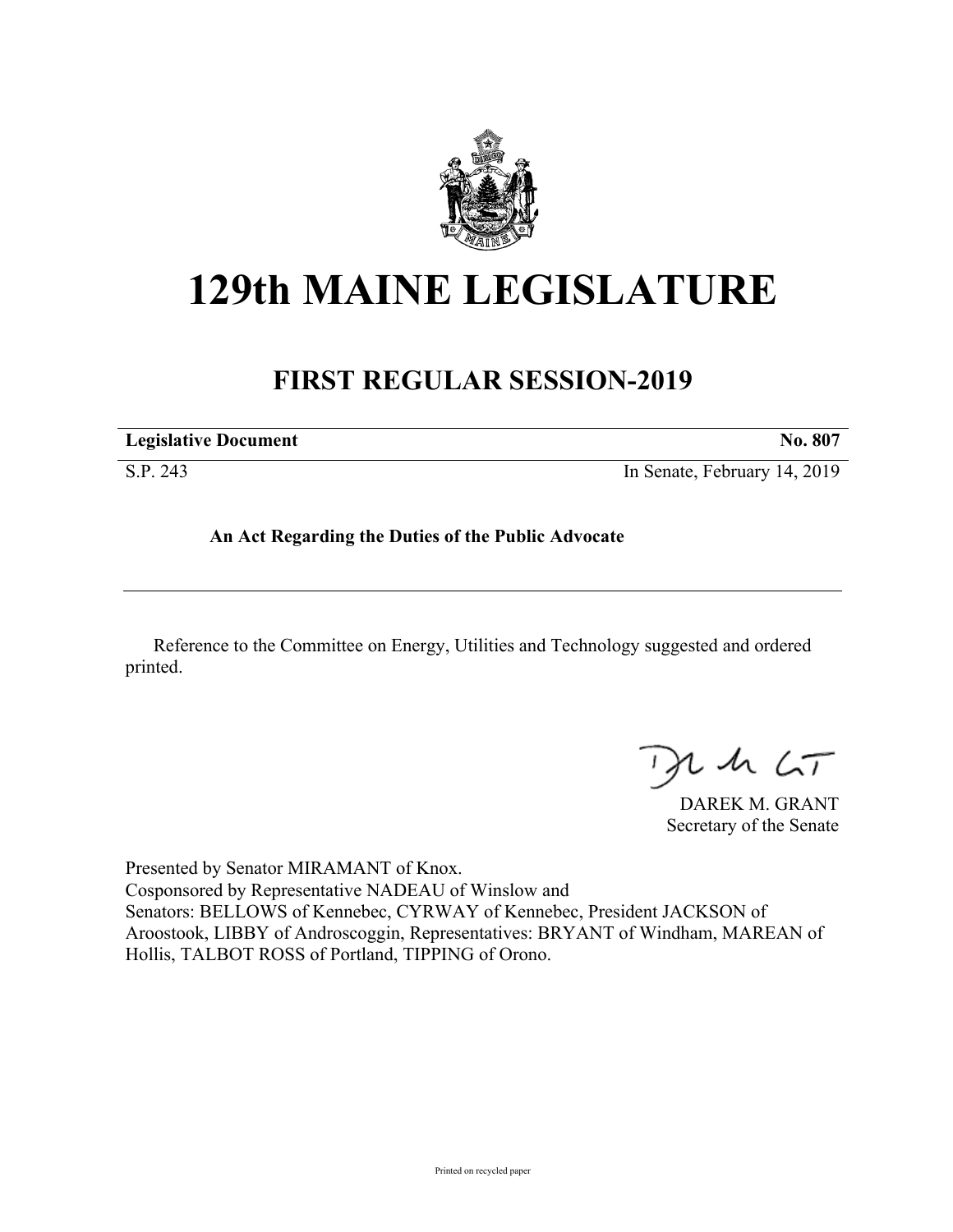# 129th MAINE LEGISLATURE

## FIRST REGULAR SESSION-2019

**Legislative Document** **No. 807**

S.P. 243 In Senate, February 14, 2019

**An Act Regarding the Duties of the Public Advocate**

Reference to the Committee on Energy, Utilities and Technology suggested and ordered printed.

DAREK M. GRANT
Secretary of the Senate

Presented by Senator MIRAMANT of Knox.
Cosponsored by Representative NADEAU of Winslow and
Senators: BELLOWS of Kennebec, CYRWAY of Kennebec, President JACKSON of Aroostook, LIBBY of Androscoggin, Representatives: BRYANT of Windham, MAREAN of Hollis, TALBOT ROSS of Portland, TIPPING of Orono.

Printed on recycled paper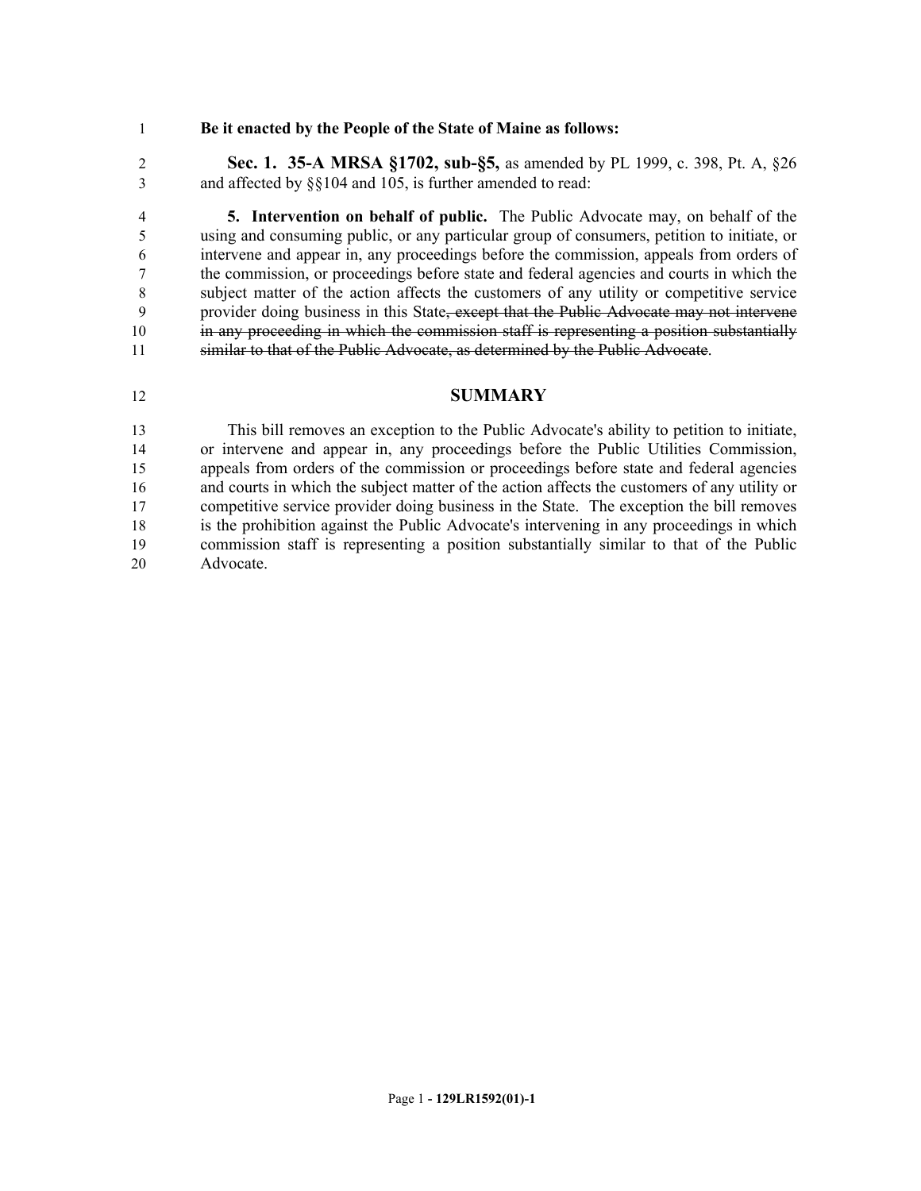**Be it enacted by the People of the State of Maine as follows:**

**Sec. 1. 35-A MRSA §1702, sub-§5,** as amended by PL 1999, c. 398, Pt. A, §26 and affected by §§104 and 105, is further amended to read:

**5. Intervention on behalf of public.** The Public Advocate may, on behalf of the using and consuming public, or any particular group of consumers, petition to initiate, or intervene and appear in, any proceedings before the commission, appeals from orders of the commission, or proceedings before state and federal agencies and courts in which the subject matter of the action affects the customers of any utility or competitive service provider doing business in this State~~, except that the Public Advocate may not intervene in any proceeding in which the commission staff is representing a position substantially similar to that of the Public Advocate, as determined by the Public Advocate~~.

## SUMMARY

This bill removes an exception to the Public Advocate's ability to petition to initiate, or intervene and appear in, any proceedings before the Public Utilities Commission, appeals from orders of the commission or proceedings before state and federal agencies and courts in which the subject matter of the action affects the customers of any utility or competitive service provider doing business in the State. The exception the bill removes is the prohibition against the Public Advocate's intervening in any proceedings in which commission staff is representing a position substantially similar to that of the Public Advocate.